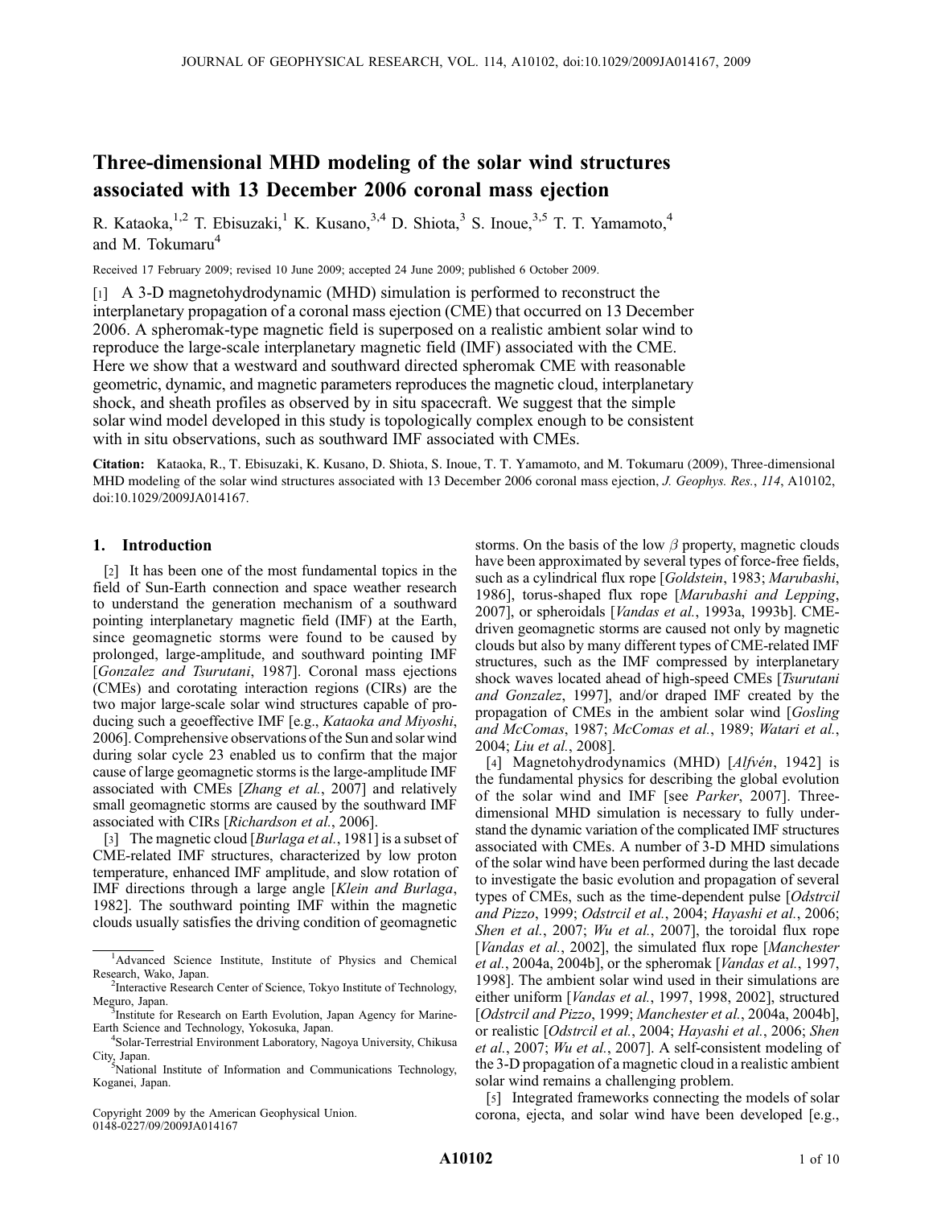# Three-dimensional MHD modeling of the solar wind structures associated with 13 December 2006 coronal mass ejection

R. Kataoka,[1,2] T. Ebisuzaki,[1] K. Kusano,[3,4] D. Shiota,[3] S. Inoue,[3,5] T. T. Yamamoto,[4] and M. Tokumaru[4]

Received 17 February 2009; revised 10 June 2009; accepted 24 June 2009; published 6 October 2009.

[1] A 3-D magnetohydrodynamic (MHD) simulation is performed to reconstruct the interplanetary propagation of a coronal mass ejection (CME) that occurred on 13 December 2006. A spheromak-type magnetic field is superposed on a realistic ambient solar wind to reproduce the large-scale interplanetary magnetic field (IMF) associated with the CME. Here we show that a westward and southward directed spheromak CME with reasonable geometric, dynamic, and magnetic parameters reproduces the magnetic cloud, interplanetary shock, and sheath profiles as observed by in situ spacecraft. We suggest that the simple solar wind model developed in this study is topologically complex enough to be consistent with in situ observations, such as southward IMF associated with CMEs.

**Citation:** Kataoka, R., T. Ebisuzaki, K. Kusano, D. Shiota, S. Inoue, T. T. Yamamoto, and M. Tokumaru (2009), Three-dimensional MHD modeling of the solar wind structures associated with 13 December 2006 coronal mass ejection, *J. Geophys. Res.*, *114*, A10102, doi:10.1029/2009JA014167.

## 1. Introduction

[2] It has been one of the most fundamental topics in the field of Sun-Earth connection and space weather research to understand the generation mechanism of a southward pointing interplanetary magnetic field (IMF) at the Earth, since geomagnetic storms were found to be caused by prolonged, large-amplitude, and southward pointing IMF [*Gonzalez and Tsurutani*, 1987]. Coronal mass ejections (CMEs) and corotating interaction regions (CIRs) are the two major large-scale solar wind structures capable of producing such a geoeffective IMF [e.g., *Kataoka and Miyoshi*, 2006]. Comprehensive observations of the Sun and solar wind during solar cycle 23 enabled us to confirm that the major cause of large geomagnetic storms is the large-amplitude IMF associated with CMEs [*Zhang et al.*, 2007] and relatively small geomagnetic storms are caused by the southward IMF associated with CIRs [*Richardson et al.*, 2006].

[3] The magnetic cloud [*Burlaga et al.*, 1981] is a subset of CME-related IMF structures, characterized by low proton temperature, enhanced IMF amplitude, and slow rotation of IMF directions through a large angle [*Klein and Burlaga*, 1982]. The southward pointing IMF within the magnetic clouds usually satisfies the driving condition of geomagnetic storms. On the basis of the low $\beta$ property, magnetic clouds have been approximated by several types of force-free fields, such as a cylindrical flux rope [*Goldstein*, 1983; *Marubashi*, 1986], torus-shaped flux rope [*Marubashi and Lepping*, 2007], or spheroidals [*Vandas et al.*, 1993a, 1993b]. CME-driven geomagnetic storms are caused not only by magnetic clouds but also by many different types of CME-related IMF structures, such as the IMF compressed by interplanetary shock waves located ahead of high-speed CMEs [*Tsurutani and Gonzalez*, 1997], and/or draped IMF created by the propagation of CMEs in the ambient solar wind [*Gosling and McComas*, 1987; *McComas et al.*, 1989; *Watari et al.*, 2004; *Liu et al.*, 2008].

[4] Magnetohydrodynamics (MHD) [*Alfvén*, 1942] is the fundamental physics for describing the global evolution of the solar wind and IMF [see *Parker*, 2007]. Three-dimensional MHD simulation is necessary to fully understand the dynamic variation of the complicated IMF structures associated with CMEs. A number of 3-D MHD simulations of the solar wind have been performed during the last decade to investigate the basic evolution and propagation of several types of CMEs, such as the time-dependent pulse [*Odstrcil and Pizzo*, 1999; *Odstrcil et al.*, 2004; *Hayashi et al.*, 2006; *Shen et al.*, 2007; *Wu et al.*, 2007], the toroidal flux rope [*Vandas et al.*, 2002], the simulated flux rope [*Manchester et al.*, 2004a, 2004b], or the spheromak [*Vandas et al.*, 1997, 1998]. The ambient solar wind used in their simulations are either uniform [*Vandas et al.*, 1997, 1998, 2002], structured [*Odstrcil and Pizzo*, 1999; *Manchester et al.*, 2004a, 2004b], or realistic [*Odstrcil et al.*, 2004; *Hayashi et al.*, 2006; *Shen et al.*, 2007; *Wu et al.*, 2007]. A self-consistent modeling of the 3-D propagation of a magnetic cloud in a realistic ambient solar wind remains a challenging problem.

[5] Integrated frameworks connecting the models of solar corona, ejecta, and solar wind have been developed [e.g.,

---

[1] Advanced Science Institute, Institute of Physics and Chemical Research, Wako, Japan.

[2] Interactive Research Center of Science, Tokyo Institute of Technology, Meguro, Japan.

[3] Institute for Research on Earth Evolution, Japan Agency for Marine-Earth Science and Technology, Yokosuka, Japan.

[4] Solar-Terrestrial Environment Laboratory, Nagoya University, Chikusa City, Japan.

[5] National Institute of Information and Communications Technology, Koganei, Japan.

Copyright 2009 by the American Geophysical Union.
0148-0227/09/2009JA014167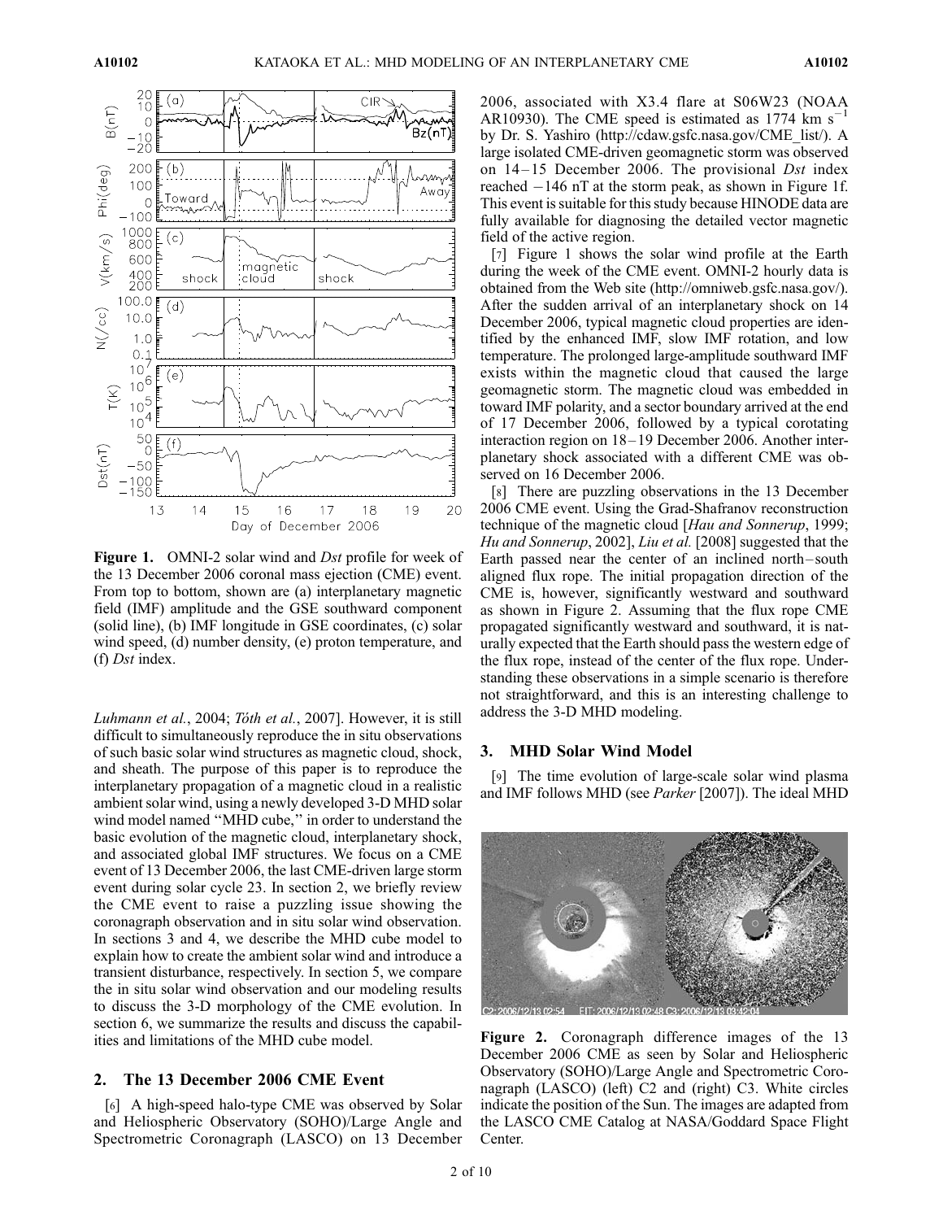**Figure 1.** OMNI-2 solar wind and *Dst* profile for week of the 13 December 2006 coronal mass ejection (CME) event. From top to bottom, shown are (a) interplanetary magnetic field (IMF) amplitude and the GSE southward component (solid line), (b) IMF longitude in GSE coordinates, (c) solar wind speed, (d) number density, (e) proton temperature, and (f) *Dst* index.

*Luhmann et al.*, 2004; *Tóth et al.*, 2007]. However, it is still difficult to simultaneously reproduce the in situ observations of such basic solar wind structures as magnetic cloud, shock, and sheath. The purpose of this paper is to reproduce the interplanetary propagation of a magnetic cloud in a realistic ambient solar wind, using a newly developed 3-D MHD solar wind model named "MHD cube," in order to understand the basic evolution of the magnetic cloud, interplanetary shock, and associated global IMF structures. We focus on a CME event of 13 December 2006, the last CME-driven large storm event during solar cycle 23. In section 2, we briefly review the CME event to raise a puzzling issue showing the coronagraph observation and in situ solar wind observation. In sections 3 and 4, we describe the MHD cube model to explain how to create the ambient solar wind and introduce a transient disturbance, respectively. In section 5, we compare the in situ solar wind observation and our modeling results to discuss the 3-D morphology of the CME evolution. In section 6, we summarize the results and discuss the capabilities and limitations of the MHD cube model.

## 2. The 13 December 2006 CME Event

[6] A high-speed halo-type CME was observed by Solar and Heliospheric Observatory (SOHO)/Large Angle and Spectrometric Coronagraph (LASCO) on 13 December 2006, associated with X3.4 flare at S06W23 (NOAA AR10930). The CME speed is estimated as 1774 km $s^{-1}$ by Dr. S. Yashiro (http://cdaw.gsfc.nasa.gov/CME_list/). A large isolated CME-driven geomagnetic storm was observed on 14–15 December 2006. The provisional *Dst* index reached −146 nT at the storm peak, as shown in Figure 1f. This event is suitable for this study because HINODE data are fully available for diagnosing the detailed vector magnetic field of the active region.

[7] Figure 1 shows the solar wind profile at the Earth during the week of the CME event. OMNI-2 hourly data is obtained from the Web site (http://omniweb.gsfc.nasa.gov/). After the sudden arrival of an interplanetary shock on 14 December 2006, typical magnetic cloud properties are identified by the enhanced IMF, slow IMF rotation, and low temperature. The prolonged large-amplitude southward IMF exists within the magnetic cloud that caused the large geomagnetic storm. The magnetic cloud was embedded in toward IMF polarity, and a sector boundary arrived at the end of 17 December 2006, followed by a typical corotating interaction region on 18–19 December 2006. Another interplanetary shock associated with a different CME was observed on 16 December 2006.

[8] There are puzzling observations in the 13 December 2006 CME event. Using the Grad-Shafranov reconstruction technique of the magnetic cloud [*Hau and Sonnerup*, 1999; *Hu and Sonnerup*, 2002], *Liu et al.* [2008] suggested that the Earth passed near the center of an inclined north–south aligned flux rope. The initial propagation direction of the CME is, however, significantly westward and southward as shown in Figure 2. Assuming that the flux rope CME propagated significantly westward and southward, it is naturally expected that the Earth should pass the western edge of the flux rope, instead of the center of the flux rope. Understanding these observations in a simple scenario is therefore not straightforward, and this is an interesting challenge to address the 3-D MHD modeling.

## 3. MHD Solar Wind Model

[9] The time evolution of large-scale solar wind plasma and IMF follows MHD (see *Parker* [2007]). The ideal MHD

**Figure 2.** Coronagraph difference images of the 13 December 2006 CME as seen by Solar and Heliospheric Observatory (SOHO)/Large Angle and Spectrometric Coronagraph (LASCO) (left) C2 and (right) C3. White circles indicate the position of the Sun. The images are adapted from the LASCO CME Catalog at NASA/Goddard Space Flight Center.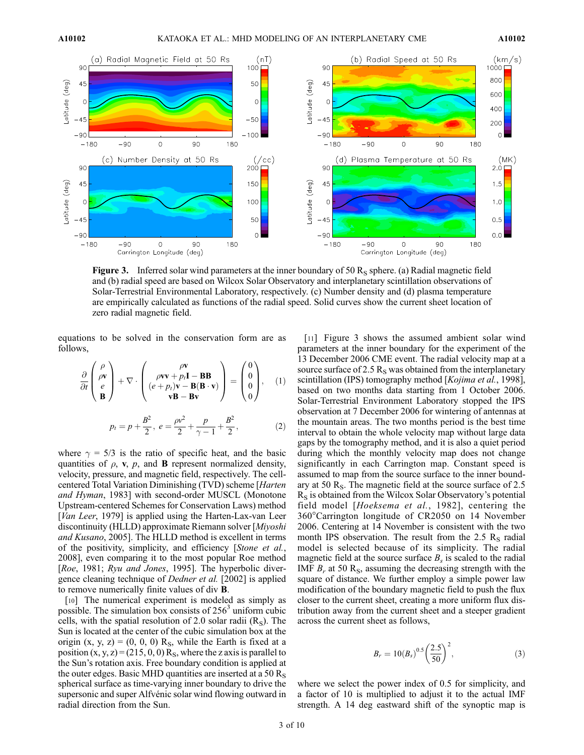**Figure 3.** Inferred solar wind parameters at the inner boundary of 50 $R_S$ sphere. (a) Radial magnetic field and (b) radial speed are based on Wilcox Solar Observatory and interplanetary scintillation observations of Solar-Terrestrial Environmental Laboratory, respectively. (c) Number density and (d) plasma temperature are empirically calculated as functions of the radial speed. Solid curves show the current sheet location of zero radial magnetic field.

equations to be solved in the conservation form are as follows,

$$\frac{\partial}{\partial t}\begin{pmatrix}\rho\\ \rho\mathbf{v}\\ e\\ \mathbf{B}\end{pmatrix}+\nabla\cdot\begin{pmatrix}\rho\mathbf{v}\\ \rho\mathbf{vv}+p_t\mathbf{I}-\mathbf{BB}\\ (e+p_t)\mathbf{v}-\mathbf{B}(\mathbf{B}\cdot\mathbf{v})\\ \mathbf{vB}-\mathbf{Bv}\end{pmatrix}=\begin{pmatrix}0\\0\\0\\0\end{pmatrix}, \quad (1)$$

$$p_t=p+\frac{B^2}{2},\ e=\frac{\rho v^2}{2}+\frac{p}{\gamma-1}+\frac{B^2}{2}, \quad (2)$$

where $\gamma = 5/3$ is the ratio of specific heat, and the basic quantities of $\rho$, $\mathbf{v}$, $p$, and $\mathbf{B}$ represent normalized density, velocity, pressure, and magnetic field, respectively. The cell-centered Total Variation Diminishing (TVD) scheme [*Harten and Hyman*, 1983] with second-order MUSCL (Monotone Upstream-centered Schemes for Conservation Laws) method [*Van Leer*, 1979] is applied using the Harten-Lax-van Leer discontinuity (HLLD) approximate Riemann solver [*Miyoshi and Kusano*, 2005]. The HLLD method is excellent in terms of the positivity, simplicity, and efficiency [*Stone et al.*, 2008], even comparing it to the most popular Roe method [*Roe*, 1981; *Ryu and Jones*, 1995]. The hyperbolic divergence cleaning technique of *Dedner et al.* [2002] is applied to remove numerically finite values of div **B**.

[10] The numerical experiment is modeled as simply as possible. The simulation box consists of $256^3$ uniform cubic cells, with the spatial resolution of 2.0 solar radii ($R_S$). The Sun is located at the center of the cubic simulation box at the origin (x, y, z) = (0, 0, 0) $R_S$, while the Earth is fixed at a position (x, y, z) = (215, 0, 0) $R_S$, where the z axis is parallel to the Sun's rotation axis. Free boundary condition is applied at the outer edges. Basic MHD quantities are inserted at a 50 $R_S$ spherical surface as time-varying inner boundary to drive the supersonic and super Alfvénic solar wind flowing outward in radial direction from the Sun.

[11] Figure 3 shows the assumed ambient solar wind parameters at the inner boundary for the experiment of the 13 December 2006 CME event. The radial velocity map at a source surface of 2.5 $R_S$ was obtained from the interplanetary scintillation (IPS) tomography method [*Kojima et al.*, 1998], based on two months data starting from 1 October 2006. Solar-Terrestrial Environment Laboratory stopped the IPS observation at 7 December 2006 for wintering of antennas at the mountain areas. The two months period is the best time interval to obtain the whole velocity map without large data gaps by the tomography method, and it is also a quiet period during which the monthly velocity map does not change significantly in each Carrington map. Constant speed is assumed to map from the source surface to the inner boundary at 50 $R_S$. The magnetic field at the source surface of 2.5 $R_S$ is obtained from the Wilcox Solar Observatory's potential field model [*Hoeksema et al.*, 1982], centering the 360°Carrington longitude of CR2050 on 14 November 2006. Centering at 14 November is consistent with the two month IPS observation. The result from the 2.5 $R_S$ radial model is selected because of its simplicity. The radial magnetic field at the source surface $B_s$ is scaled to the radial IMF $B_r$ at 50 $R_S$, assuming the decreasing strength with the square of distance. We further employ a simple power law modification of the boundary magnetic field to push the flux closer to the current sheet, creating a more uniform flux distribution away from the current sheet and a steeper gradient across the current sheet as follows,

$$B_r = 10(B_s)^{0.5}\left(\frac{2.5}{50}\right)^2, \quad (3)$$

where we select the power index of 0.5 for simplicity, and a factor of 10 is multiplied to adjust it to the actual IMF strength. A 14 deg eastward shift of the synoptic map is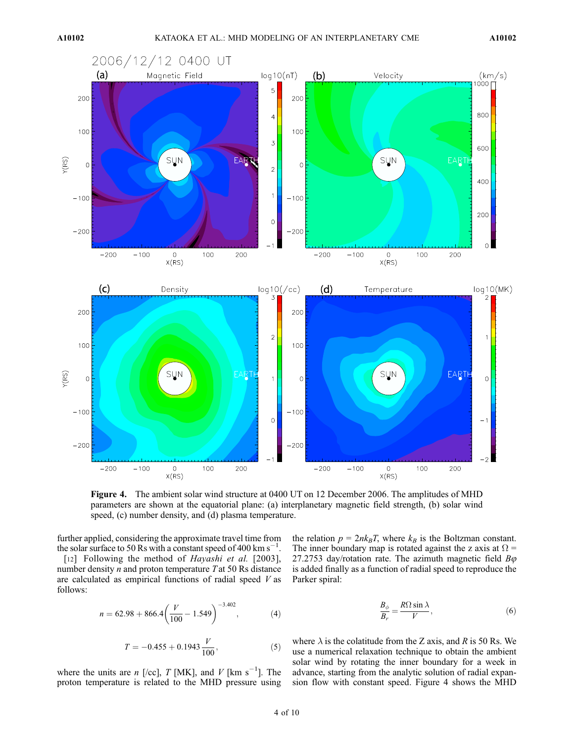**Figure 4.** The ambient solar wind structure at 0400 UT on 12 December 2006. The amplitudes of MHD parameters are shown at the equatorial plane: (a) interplanetary magnetic field strength, (b) solar wind speed, (c) number density, and (d) plasma temperature.

further applied, considering the approximate travel time from the solar surface to 50 Rs with a constant speed of 400 km $s^{-1}$.

[12] Following the method of *Hayashi et al.* [2003], number density $n$ and proton temperature $T$ at 50 Rs distance are calculated as empirical functions of radial speed $V$ as follows:

$$n = 62.98 + 866.4\left(\frac{V}{100} - 1.549\right)^{-3.402}, \qquad (4)$$

$$T = -0.455 + 0.1943\frac{V}{100}, \qquad (5)$$

where the units are $n$ [/cc], $T$ [MK], and $V$ [km $s^{-1}$]. The proton temperature is related to the MHD pressure using the relation $p = 2nk_BT$, where $k_B$ is the Boltzman constant. The inner boundary map is rotated against the z axis at $\Omega$ = 27.2753 day/rotation rate. The azimuth magnetic field $B\varphi$ is added finally as a function of radial speed to reproduce the Parker spiral:

$$\frac{B_\phi}{B_r} = \frac{R\Omega \sin\lambda}{V}, \qquad (6)$$

where $\lambda$ is the colatitude from the Z axis, and $R$ is 50 Rs. We use a numerical relaxation technique to obtain the ambient solar wind by rotating the inner boundary for a week in advance, starting from the analytic solution of radial expansion flow with constant speed. Figure 4 shows the MHD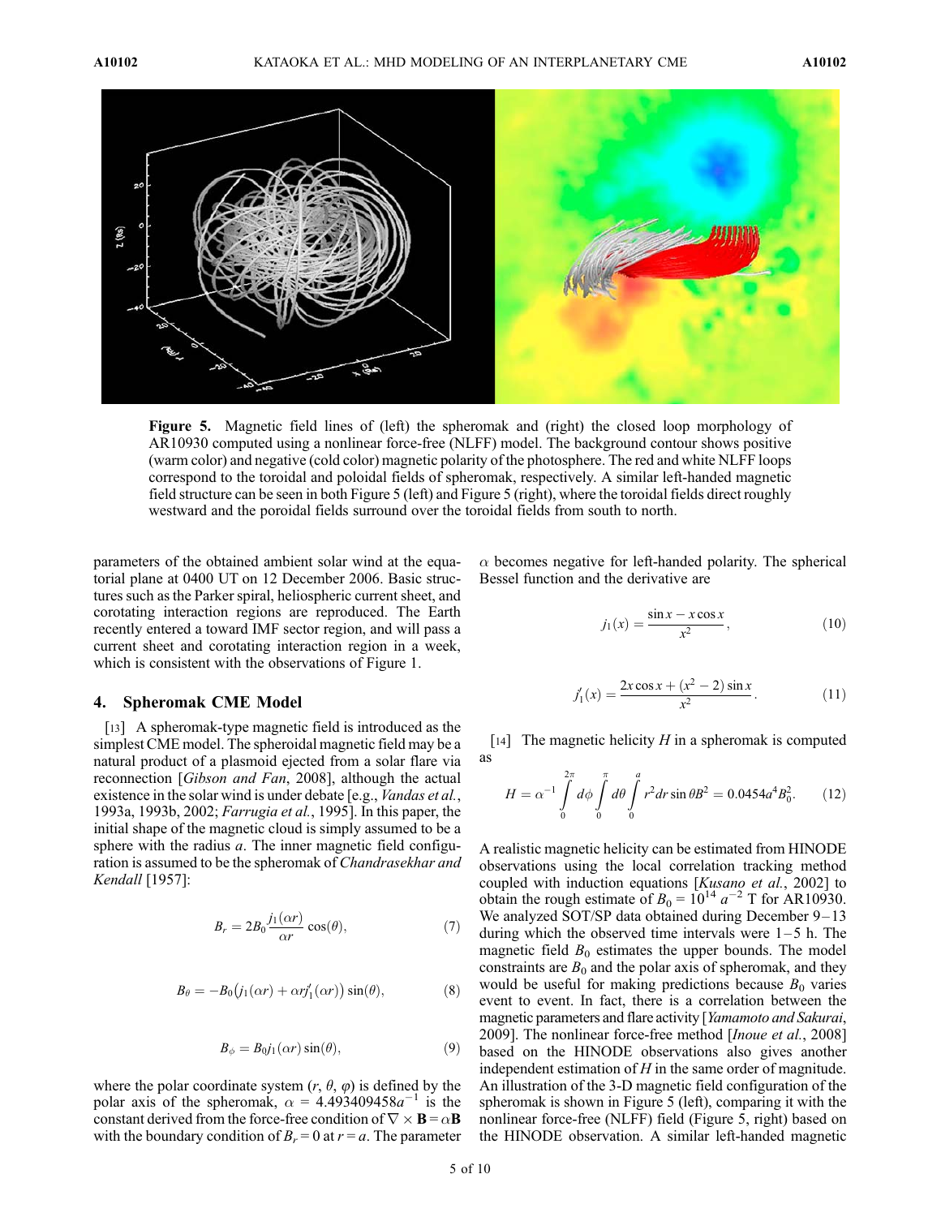**Figure 5.** Magnetic field lines of (left) the spheromak and (right) the closed loop morphology of AR10930 computed using a nonlinear force-free (NLFF) model. The background contour shows positive (warm color) and negative (cold color) magnetic polarity of the photosphere. The red and white NLFF loops correspond to the toroidal and poloidal fields of spheromak, respectively. A similar left-handed magnetic field structure can be seen in both Figure 5 (left) and Figure 5 (right), where the toroidal fields direct roughly westward and the poroidal fields surround over the toroidal fields from south to north.

parameters of the obtained ambient solar wind at the equatorial plane at 0400 UT on 12 December 2006. Basic structures such as the Parker spiral, heliospheric current sheet, and corotating interaction regions are reproduced. The Earth recently entered a toward IMF sector region, and will pass a current sheet and corotating interaction region in a week, which is consistent with the observations of Figure 1.

## 4. Spheromak CME Model

[13] A spheromak-type magnetic field is introduced as the simplest CME model. The spheroidal magnetic field may be a natural product of a plasmoid ejected from a solar flare via reconnection [*Gibson and Fan*, 2008], although the actual existence in the solar wind is under debate [e.g., *Vandas et al.*, 1993a, 1993b, 2002; *Farrugia et al.*, 1995]. In this paper, the initial shape of the magnetic cloud is simply assumed to be a sphere with the radius $a$. The inner magnetic field configuration is assumed to be the spheromak of *Chandrasekhar and Kendall* [1957]:

$$B_r = 2B_0 \frac{j_1(\alpha r)}{\alpha r} \cos(\theta), \tag{7}$$

$$B_\theta = -B_0 \left( j_1(\alpha r) + \alpha r j_1'(\alpha r) \right) \sin(\theta), \tag{8}$$

$$B_\phi = B_0 j_1(\alpha r) \sin(\theta), \tag{9}$$

where the polar coordinate system $(r, \theta, \varphi)$ is defined by the polar axis of the spheromak, $\alpha = 4.493409458a^{-1}$ is the constant derived from the force-free condition of $\nabla \times \mathbf{B} = \alpha \mathbf{B}$ with the boundary condition of $B_r = 0$ at $r = a$. The parameter $\alpha$ becomes negative for left-handed polarity. The spherical Bessel function and the derivative are

$$j_1(x) = \frac{\sin x - x \cos x}{x^2}, \tag{10}$$

$$j_1'(x) = \frac{2x \cos x + (x^2 - 2) \sin x}{x^2}. \tag{11}$$

[14] The magnetic helicity $H$ in a spheromak is computed as

$$H = \alpha^{-1} \int_0^{2\pi} d\phi \int_0^{\pi} d\theta \int_0^{a} r^2 dr \sin\theta B^2 = 0.0454 a^4 B_0^2. \tag{12}$$

A realistic magnetic helicity can be estimated from HINODE observations using the local correlation tracking method coupled with induction equations [*Kusano et al.*, 2002] to obtain the rough estimate of $B_0 = 10^{14}\ a^{-2}$ T for AR10930. We analyzed SOT/SP data obtained during December 9–13 during which the observed time intervals were 1–5 h. The magnetic field $B_0$ estimates the upper bounds. The model constraints are $B_0$ and the polar axis of spheromak, and they would be useful for making predictions because $B_0$ varies event to event. In fact, there is a correlation between the magnetic parameters and flare activity [*Yamamoto and Sakurai*, 2009]. The nonlinear force-free method [*Inoue et al.*, 2008] based on the HINODE observations also gives another independent estimation of $H$ in the same order of magnitude. An illustration of the 3-D magnetic field configuration of the spheromak is shown in Figure 5 (left), comparing it with the nonlinear force-free (NLFF) field (Figure 5, right) based on the HINODE observation. A similar left-handed magnetic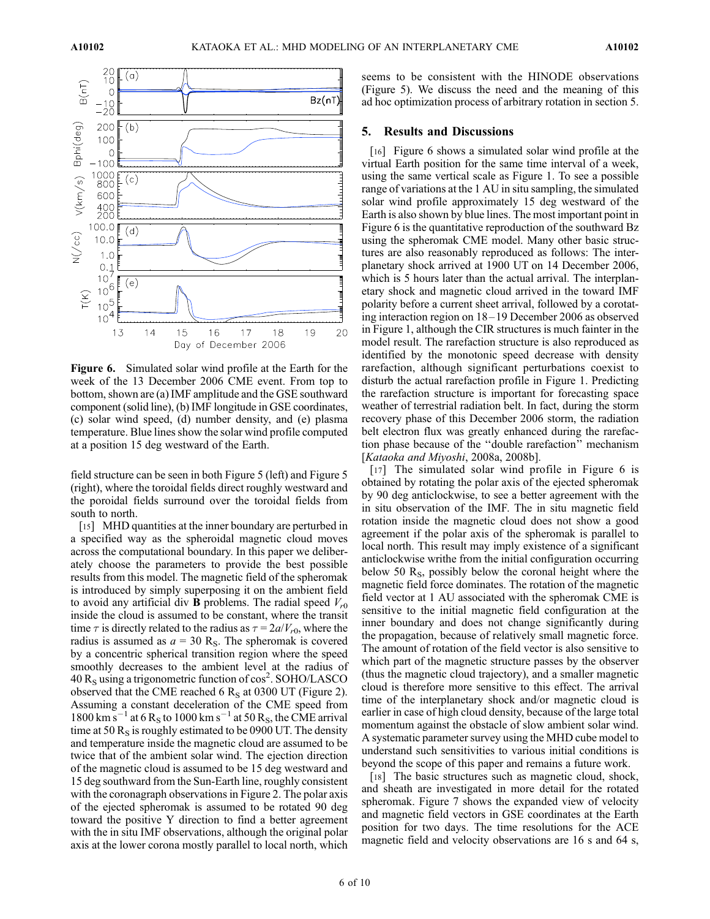**Figure 6.** Simulated solar wind profile at the Earth for the week of the 13 December 2006 CME event. From top to bottom, shown are (a) IMF amplitude and the GSE southward component (solid line), (b) IMF longitude in GSE coordinates, (c) solar wind speed, (d) number density, and (e) plasma temperature. Blue lines show the solar wind profile computed at a position 15 deg westward of the Earth.

field structure can be seen in both Figure 5 (left) and Figure 5 (right), where the toroidal fields direct roughly westward and the poroidal fields surround over the toroidal fields from south to north.

[15] MHD quantities at the inner boundary are perturbed in a specified way as the spheroidal magnetic cloud moves across the computational boundary. In this paper we deliberately choose the parameters to provide the best possible results from this model. The magnetic field of the spheromak is introduced by simply superposing it on the ambient field to avoid any artificial div **B** problems. The radial speed $V_{r0}$ inside the cloud is assumed to be constant, where the transit time $\tau$ is directly related to the radius as $\tau = 2a/V_{r0}$, where the radius is assumed as $a = 30\ R_S$. The spheromak is covered by a concentric spherical transition region where the speed smoothly decreases to the ambient level at the radius of $40\ R_S$ using a trigonometric function of $\cos^2$. SOHO/LASCO observed that the CME reached $6\ R_S$ at 0300 UT (Figure 2). Assuming a constant deceleration of the CME speed from $1800\ \mathrm{km\ s^{-1}}$ at $6\ R_S$ to $1000\ \mathrm{km\ s^{-1}}$ at $50\ R_S$, the CME arrival time at $50\ R_S$ is roughly estimated to be 0900 UT. The density and temperature inside the magnetic cloud are assumed to be twice that of the ambient solar wind. The ejection direction of the magnetic cloud is assumed to be 15 deg westward and 15 deg southward from the Sun-Earth line, roughly consistent with the coronagraph observations in Figure 2. The polar axis of the ejected spheromak is assumed to be rotated 90 deg toward the positive Y direction to find a better agreement with the in situ IMF observations, although the original polar axis at the lower corona mostly parallel to local north, which seems to be consistent with the HINODE observations (Figure 5). We discuss the need and the meaning of this ad hoc optimization process of arbitrary rotation in section 5.

## 5. Results and Discussions

[16] Figure 6 shows a simulated solar wind profile at the virtual Earth position for the same time interval of a week, using the same vertical scale as Figure 1. To see a possible range of variations at the 1 AU in situ sampling, the simulated solar wind profile approximately 15 deg westward of the Earth is also shown by blue lines. The most important point in Figure 6 is the quantitative reproduction of the southward Bz using the spheromak CME model. Many other basic structures are also reasonably reproduced as follows: The interplanetary shock arrived at 1900 UT on 14 December 2006, which is 5 hours later than the actual arrival. The interplanetary shock and magnetic cloud arrived in the toward IMF polarity before a current sheet arrival, followed by a corotating interaction region on 18–19 December 2006 as observed in Figure 1, although the CIR structures is much fainter in the model result. The rarefaction structure is also reproduced as identified by the monotonic speed decrease with density rarefaction, although significant perturbations coexist to disturb the actual rarefaction profile in Figure 1. Predicting the rarefaction structure is important for forecasting space weather of terrestrial radiation belt. In fact, during the storm recovery phase of this December 2006 storm, the radiation belt electron flux was greatly enhanced during the rarefaction phase because of the "double rarefaction" mechanism [*Kataoka and Miyoshi*, 2008a, 2008b].

[17] The simulated solar wind profile in Figure 6 is obtained by rotating the polar axis of the ejected spheromak by 90 deg anticlockwise, to see a better agreement with the in situ observation of the IMF. The in situ magnetic field rotation inside the magnetic cloud does not show a good agreement if the polar axis of the spheromak is parallel to local north. This result may imply existence of a significant anticlockwise writhe from the initial configuration occurring below $50\ R_S$, possibly below the coronal height where the magnetic field force dominates. The rotation of the magnetic field vector at 1 AU associated with the spheromak CME is sensitive to the initial magnetic field configuration at the inner boundary and does not change significantly during the propagation, because of relatively small magnetic force. The amount of rotation of the field vector is also sensitive to which part of the magnetic structure passes by the observer (thus the magnetic cloud trajectory), and a smaller magnetic cloud is therefore more sensitive to this effect. The arrival time of the interplanetary shock and/or magnetic cloud is earlier in case of high cloud density, because of the large total momentum against the obstacle of slow ambient solar wind. A systematic parameter survey using the MHD cube model to understand such sensitivities to various initial conditions is beyond the scope of this paper and remains a future work.

[18] The basic structures such as magnetic cloud, shock, and sheath are investigated in more detail for the rotated spheromak. Figure 7 shows the expanded view of velocity and magnetic field vectors in GSE coordinates at the Earth position for two days. The time resolutions for the ACE magnetic field and velocity observations are 16 s and 64 s,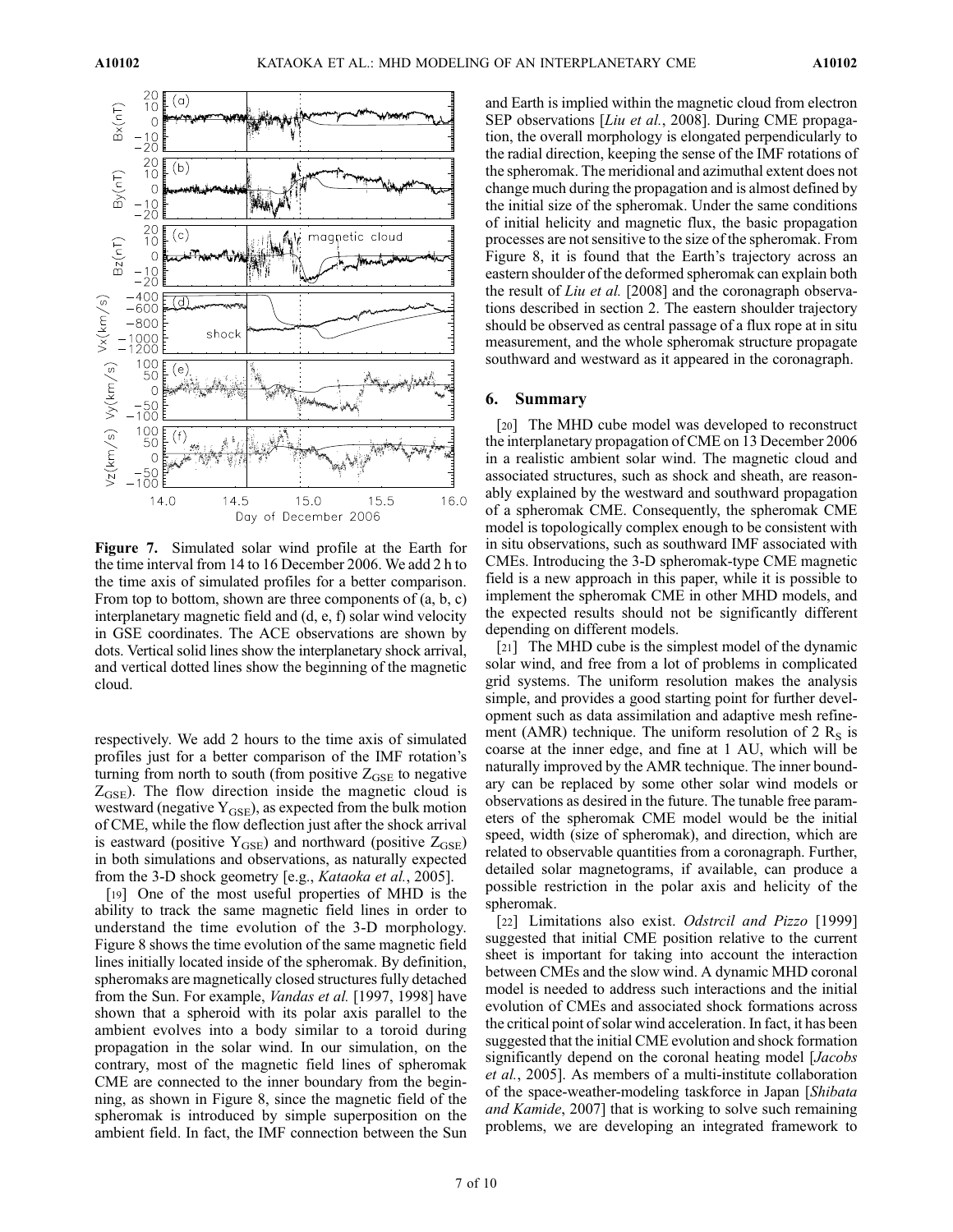**Figure 7.** Simulated solar wind profile at the Earth for the time interval from 14 to 16 December 2006. We add 2 h to the time axis of simulated profiles for a better comparison. From top to bottom, shown are three components of (a, b, c) interplanetary magnetic field and (d, e, f) solar wind velocity in GSE coordinates. The ACE observations are shown by dots. Vertical solid lines show the interplanetary shock arrival, and vertical dotted lines show the beginning of the magnetic cloud.

respectively. We add 2 hours to the time axis of simulated profiles just for a better comparison of the IMF rotation's turning from north to south (from positive $Z_{GSE}$ to negative $Z_{GSE}$). The flow direction inside the magnetic cloud is westward (negative $Y_{GSE}$), as expected from the bulk motion of CME, while the flow deflection just after the shock arrival is eastward (positive $Y_{GSE}$) and northward (positive $Z_{GSE}$) in both simulations and observations, as naturally expected from the 3-D shock geometry [e.g., *Kataoka et al.*, 2005].

[19] One of the most useful properties of MHD is the ability to track the same magnetic field lines in order to understand the time evolution of the 3-D morphology. Figure 8 shows the time evolution of the same magnetic field lines initially located inside of the spheromak. By definition, spheromaks are magnetically closed structures fully detached from the Sun. For example, *Vandas et al.* [1997, 1998] have shown that a spheroid with its polar axis parallel to the ambient evolves into a body similar to a toroid during propagation in the solar wind. In our simulation, on the contrary, most of the magnetic field lines of spheromak CME are connected to the inner boundary from the beginning, as shown in Figure 8, since the magnetic field of the spheromak is introduced by simple superposition on the ambient field. In fact, the IMF connection between the Sun and Earth is implied within the magnetic cloud from electron SEP observations [*Liu et al.*, 2008]. During CME propagation, the overall morphology is elongated perpendicularly to the radial direction, keeping the sense of the IMF rotations of the spheromak. The meridional and azimuthal extent does not change much during the propagation and is almost defined by the initial size of the spheromak. Under the same conditions of initial helicity and magnetic flux, the basic propagation processes are not sensitive to the size of the spheromak. From Figure 8, it is found that the Earth's trajectory across an eastern shoulder of the deformed spheromak can explain both the result of *Liu et al.* [2008] and the coronagraph observations described in section 2. The eastern shoulder trajectory should be observed as central passage of a flux rope at in situ measurement, and the whole spheromak structure propagate southward and westward as it appeared in the coronagraph.

## 6. Summary

[20] The MHD cube model was developed to reconstruct the interplanetary propagation of CME on 13 December 2006 in a realistic ambient solar wind. The magnetic cloud and associated structures, such as shock and sheath, are reasonably explained by the westward and southward propagation of a spheromak CME. Consequently, the spheromak CME model is topologically complex enough to be consistent with in situ observations, such as southward IMF associated with CMEs. Introducing the 3-D spheromak-type CME magnetic field is a new approach in this paper, while it is possible to implement the spheromak CME in other MHD models, and the expected results should not be significantly different depending on different models.

[21] The MHD cube is the simplest model of the dynamic solar wind, and free from a lot of problems in complicated grid systems. The uniform resolution makes the analysis simple, and provides a good starting point for further development such as data assimilation and adaptive mesh refinement (AMR) technique. The uniform resolution of 2 $R_S$ is coarse at the inner edge, and fine at 1 AU, which will be naturally improved by the AMR technique. The inner boundary can be replaced by some other solar wind models or observations as desired in the future. The tunable free parameters of the spheromak CME model would be the initial speed, width (size of spheromak), and direction, which are related to observable quantities from a coronagraph. Further, detailed solar magnetograms, if available, can produce a possible restriction in the polar axis and helicity of the spheromak.

[22] Limitations also exist. *Odstrcil and Pizzo* [1999] suggested that initial CME position relative to the current sheet is important for taking into account the interaction between CMEs and the slow wind. A dynamic MHD coronal model is needed to address such interactions and the initial evolution of CMEs and associated shock formations across the critical point of solar wind acceleration. In fact, it has been suggested that the initial CME evolution and shock formation significantly depend on the coronal heating model [*Jacobs et al.*, 2005]. As members of a multi-institute collaboration of the space-weather-modeling taskforce in Japan [*Shibata and Kamide*, 2007] that is working to solve such remaining problems, we are developing an integrated framework to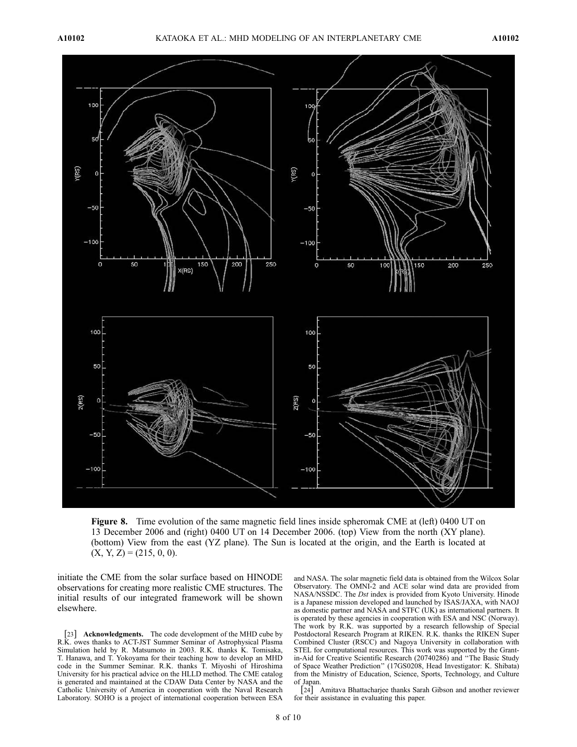**Figure 8.** Time evolution of the same magnetic field lines inside spheromak CME at (left) 0400 UT on 13 December 2006 and (right) 0400 UT on 14 December 2006. (top) View from the north (XY plane). (bottom) View from the east (YZ plane). The Sun is located at the origin, and the Earth is located at (X, Y, Z) = (215, 0, 0).

initiate the CME from the solar surface based on HINODE observations for creating more realistic CME structures. The initial results of our integrated framework will be shown elsewhere.

[23] **Acknowledgments.** The code development of the MHD cube by R.K. owes thanks to ACT-JST Summer Seminar of Astrophysical Plasma Simulation held by R. Matsumoto in 2003. R.K. thanks K. Tomisaka, T. Hanawa, and T. Yokoyama for their teaching how to develop an MHD code in the Summer Seminar. R.K. thanks T. Miyoshi of Hiroshima University for his practical advice on the HLLD method. The CME catalog is generated and maintained at the CDAW Data Center by NASA and the Catholic University of America in cooperation with the Naval Research Laboratory. SOHO is a project of international cooperation between ESA and NASA. The solar magnetic field data is obtained from the Wilcox Solar Observatory. The OMNI-2 and ACE solar wind data are provided from NASA/NSSDC. The *Dst* index is provided from Kyoto University. Hinode is a Japanese mission developed and launched by ISAS/JAXA, with NAOJ as domestic partner and NASA and STFC (UK) as international partners. It is operated by these agencies in cooperation with ESA and NSC (Norway). The work by R.K. was supported by a research fellowship of Special Postdoctoral Research Program at RIKEN. R.K. thanks the RIKEN Super Combined Cluster (RSCC) and Nagoya University in collaboration with STEL for computational resources. This work was supported by the Grant-in-Aid for Creative Scientific Research (20740286) and "The Basic Study of Space Weather Prediction" (17GS0208, Head Investigator: K. Shibata) from the Ministry of Education, Science, Sports, Technology, and Culture of Japan.

[24] Amitava Bhattacharjee thanks Sarah Gibson and another reviewer for their assistance in evaluating this paper.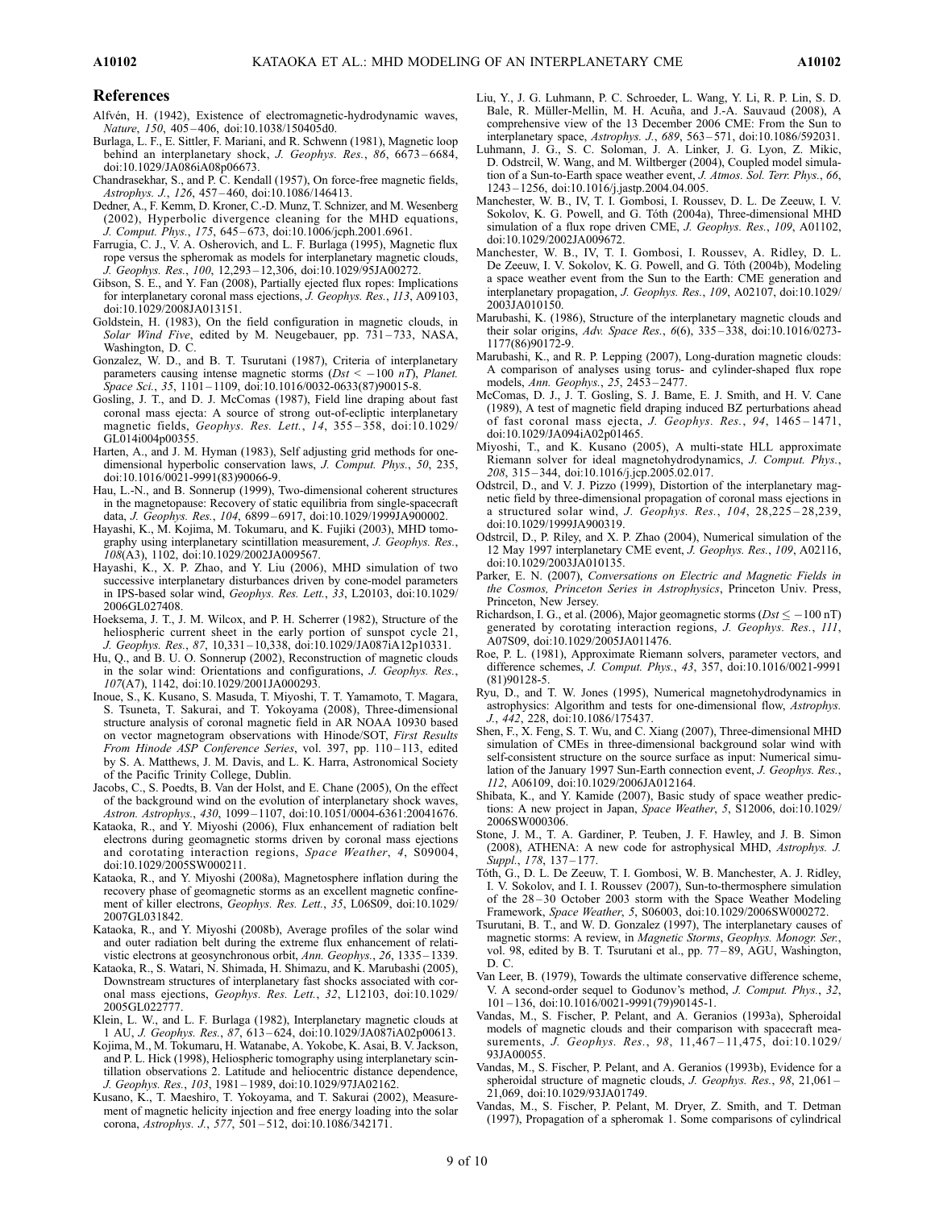## References

Alfvén, H. (1942), Existence of electromagnetic-hydrodynamic waves, *Nature*, *150*, 405–406, doi:10.1038/150405d0.

Burlaga, L. F., E. Sittler, F. Mariani, and R. Schwenn (1981), Magnetic loop behind an interplanetary shock, *J. Geophys. Res.*, *86*, 6673–6684, doi:10.1029/JA086iA08p06673.

Chandrasekhar, S., and P. C. Kendall (1957), On force-free magnetic fields, *Astrophys. J.*, *126*, 457–460, doi:10.1086/146413.

Dedner, A., F. Kemm, D. Kroner, C.-D. Munz, T. Schnizer, and M. Wesenberg (2002), Hyperbolic divergence cleaning for the MHD equations, *J. Comput. Phys.*, *175*, 645–673, doi:10.1006/jcph.2001.6961.

Farrugia, C. J., V. A. Osherovich, and L. F. Burlaga (1995), Magnetic flux rope versus the spheromak as models for interplanetary magnetic clouds, *J. Geophys. Res.*, *100*, 12,293–12,306, doi:10.1029/95JA00272.

Gibson, S. E., and Y. Fan (2008), Partially ejected flux ropes: Implications for interplanetary coronal mass ejections, *J. Geophys. Res.*, *113*, A09103, doi:10.1029/2008JA013151.

Goldstein, H. (1983), On the field configuration in magnetic clouds, in *Solar Wind Five*, edited by M. Neugebauer, pp. 731–733, NASA, Washington, D. C.

Gonzalez, W. D., and B. T. Tsurutani (1987), Criteria of interplanetary parameters causing intense magnetic storms ($Dst < -100$ *nT*), *Planet. Space Sci.*, *35*, 1101–1109, doi:10.1016/0032-0633(87)90015-8.

Gosling, J. T., and D. J. McComas (1987), Field line draping about fast coronal mass ejecta: A source of strong out-of-ecliptic interplanetary magnetic fields, *Geophys. Res. Lett.*, *14*, 355–358, doi:10.1029/GL014i004p00355.

Harten, A., and J. M. Hyman (1983), Self adjusting grid methods for one-dimensional hyperbolic conservation laws, *J. Comput. Phys.*, *50*, 235, doi:10.1016/0021-9991(83)90066-9.

Hau, L.-N., and B. Sonnerup (1999), Two-dimensional coherent structures in the magnetopause: Recovery of static equilibria from single-spacecraft data, *J. Geophys. Res.*, *104*, 6899–6917, doi:10.1029/1999JA900002.

Hayashi, K., M. Kojima, M. Tokumaru, and K. Fujiki (2003), MHD tomography using interplanetary scintillation measurement, *J. Geophys. Res.*, *108*(A3), 1102, doi:10.1029/2002JA009567.

Hayashi, K., X. P. Zhao, and Y. Liu (2006), MHD simulation of two successive interplanetary disturbances driven by cone-model parameters in IPS-based solar wind, *Geophys. Res. Lett.*, *33*, L20103, doi:10.1029/2006GL027408.

Hoeksema, J. T., J. M. Wilcox, and P. H. Scherrer (1982), Structure of the heliospheric current sheet in the early portion of sunspot cycle 21, *J. Geophys. Res.*, *87*, 10,331–10,338, doi:10.1029/JA087iA12p10331.

Hu, Q., and B. U. O. Sonnerup (2002), Reconstruction of magnetic clouds in the solar wind: Orientations and configurations, *J. Geophys. Res.*, *107*(A7), 1142, doi:10.1029/2001JA000293.

Inoue, S., K. Kusano, S. Masuda, T. Miyoshi, T. T. Yamamoto, T. Magara, S. Tsuneta, T. Sakurai, and T. Yokoyama (2008), Three-dimensional structure analysis of coronal magnetic field in AR NOAA 10930 based on vector magnetogram observations with Hinode/SOT, *First Results From Hinode ASP Conference Series*, vol. 397, pp. 110–113, edited by S. A. Matthews, J. M. Davis, and L. K. Harra, Astronomical Society of the Pacific Trinity College, Dublin.

Jacobs, C., S. Poedts, B. Van der Holst, and E. Chane (2005), On the effect of the background wind on the evolution of interplanetary shock waves, *Astron. Astrophys.*, *430*, 1099–1107, doi:10.1051/0004-6361:20041676.

Kataoka, R., and Y. Miyoshi (2006), Flux enhancement of radiation belt electrons during geomagnetic storms driven by coronal mass ejections and corotating interaction regions, *Space Weather*, *4*, S09004, doi:10.1029/2005SW000211.

Kataoka, R., and Y. Miyoshi (2008a), Magnetosphere inflation during the recovery phase of geomagnetic storms as an excellent magnetic confinement of killer electrons, *Geophys. Res. Lett.*, *35*, L06S09, doi:10.1029/2007GL031842.

Kataoka, R., and Y. Miyoshi (2008b), Average profiles of the solar wind and outer radiation belt during the extreme flux enhancement of relativistic electrons at geosynchronous orbit, *Ann. Geophys.*, *26*, 1335–1339.

Kataoka, R., S. Watari, N. Shimada, H. Shimazu, and K. Marubashi (2005), Downstream structures of interplanetary fast shocks associated with coronal mass ejections, *Geophys. Res. Lett.*, *32*, L12103, doi:10.1029/2005GL022777.

Klein, L. W., and L. F. Burlaga (1982), Interplanetary magnetic clouds at 1 AU, *J. Geophys. Res.*, *87*, 613–624, doi:10.1029/JA087iA02p00613.

Kojima, M., M. Tokumaru, H. Watanabe, A. Yokobe, K. Asai, B. V. Jackson, and P. L. Hick (1998), Heliospheric tomography using interplanetary scintillation observations 2. Latitude and heliocentric distance dependence, *J. Geophys. Res.*, *103*, 1981–1989, doi:10.1029/97JA02162.

Kusano, K., T. Maeshiro, T. Yokoyama, and T. Sakurai (2002), Measurement of magnetic helicity injection and free energy loading into the solar corona, *Astrophys. J.*, *577*, 501–512, doi:10.1086/342171.

Liu, Y., J. G. Luhmann, P. C. Schroeder, L. Wang, Y. Li, R. P. Lin, S. D. Bale, R. Müller-Mellin, M. H. Acuña, and J.-A. Sauvaud (2008), A comprehensive view of the 13 December 2006 CME: From the Sun to interplanetary space, *Astrophys. J.*, *689*, 563–571, doi:10.1086/592031.

Luhmann, J. G., S. C. Soloman, J. A. Linker, J. G. Lyon, Z. Mikic, D. Odstrcil, W. Wang, and M. Wiltberger (2004), Coupled model simulation of a Sun-to-Earth space weather event, *J. Atmos. Sol. Terr. Phys.*, *66*, 1243–1256, doi:10.1016/j.jastp.2004.04.005.

Manchester, W. B., IV, T. I. Gombosi, I. Roussev, D. L. De Zeeuw, I. V. Sokolov, K. G. Powell, and G. Tóth (2004a), Three-dimensional MHD simulation of a flux rope driven CME, *J. Geophys. Res.*, *109*, A01102, doi:10.1029/2002JA009672.

Manchester, W. B., IV, T. I. Gombosi, I. Roussev, A. Ridley, D. L. De Zeeuw, I. V. Sokolov, K. G. Powell, and G. Tóth (2004b), Modeling a space weather event from the Sun to the Earth: CME generation and interplanetary propagation, *J. Geophys. Res.*, *109*, A02107, doi:10.1029/2003JA010150.

Marubashi, K. (1986), Structure of the interplanetary magnetic clouds and their solar origins, *Adv. Space Res.*, *6*(6), 335–338, doi:10.1016/0273-1177(86)90172-9.

Marubashi, K., and R. P. Lepping (2007), Long-duration magnetic clouds: A comparison of analyses using torus- and cylinder-shaped flux rope models, *Ann. Geophys.*, *25*, 2453–2477.

McComas, D. J., J. T. Gosling, S. J. Bame, E. J. Smith, and H. V. Cane (1989), A test of magnetic field draping induced BZ perturbations ahead of fast coronal mass ejecta, *J. Geophys. Res.*, *94*, 1465–1471, doi:10.1029/JA094iA02p01465.

Miyoshi, T., and K. Kusano (2005), A multi-state HLL approximate Riemann solver for ideal magnetohydrodynamics, *J. Comput. Phys.*, *208*, 315–344, doi:10.1016/j.jcp.2005.02.017.

Odstrcil, D., and V. J. Pizzo (1999), Distortion of the interplanetary magnetic field by three-dimensional propagation of coronal mass ejections in a structured solar wind, *J. Geophys. Res.*, *104*, 28,225–28,239, doi:10.1029/1999JA900319.

Odstrcil, D., P. Riley, and X. P. Zhao (2004), Numerical simulation of the 12 May 1997 interplanetary CME event, *J. Geophys. Res.*, *109*, A02116, doi:10.1029/2003JA010135.

Parker, E. N. (2007), *Conversations on Electric and Magnetic Fields in the Cosmos, Princeton Series in Astrophysics*, Princeton Univ. Press, Princeton, New Jersey.

Richardson, I. G., et al. (2006), Major geomagnetic storms ($Dst \leq -100$ nT) generated by corotating interaction regions, *J. Geophys. Res.*, *111*, A07S09, doi:10.1029/2005JA011476.

Roe, P. L. (1981), Approximate Riemann solvers, parameter vectors, and difference schemes, *J. Comput. Phys.*, *43*, 357, doi:10.1016/0021-9991(81)90128-5.

Ryu, D., and T. W. Jones (1995), Numerical magnetohydrodynamics in astrophysics: Algorithm and tests for one-dimensional flow, *Astrophys. J.*, *442*, 228, doi:10.1086/175437.

Shen, F., X. Feng, S. T. Wu, and C. Xiang (2007), Three-dimensional MHD simulation of CMEs in three-dimensional background solar wind with self-consistent structure on the source surface as input: Numerical simulation of the January 1997 Sun-Earth connection event, *J. Geophys. Res.*, *112*, A06109, doi:10.1029/2006JA012164.

Shibata, K., and Y. Kamide (2007), Basic study of space weather predictions: A new project in Japan, *Space Weather*, *5*, S12006, doi:10.1029/2006SW000306.

Stone, J. M., T. A. Gardiner, P. Teuben, J. F. Hawley, and J. B. Simon (2008), ATHENA: A new code for astrophysical MHD, *Astrophys. J. Suppl.*, *178*, 137–177.

Tóth, G., D. L. De Zeeuw, T. I. Gombosi, W. B. Manchester, A. J. Ridley, I. V. Sokolov, and I. I. Roussev (2007), Sun-to-thermosphere simulation of the 28–30 October 2003 storm with the Space Weather Modeling Framework, *Space Weather*, *5*, S06003, doi:10.1029/2006SW000272.

Tsurutani, B. T., and W. D. Gonzalez (1997), The interplanetary causes of magnetic storms: A review, in *Magnetic Storms*, *Geophys. Monogr. Ser.*, vol. 98, edited by B. T. Tsurutani et al., pp. 77–89, AGU, Washington, D. C.

Van Leer, B. (1979), Towards the ultimate conservative difference scheme, V. A second-order sequel to Godunov's method, *J. Comput. Phys.*, *32*, 101–136, doi:10.1016/0021-9991(79)90145-1.

Vandas, M., S. Fischer, P. Pelant, and A. Geranios (1993a), Spheroidal models of magnetic clouds and their comparison with spacecraft measurements, *J. Geophys. Res.*, *98*, 11,467–11,475, doi:10.1029/93JA00055.

Vandas, M., S. Fischer, P. Pelant, and A. Geranios (1993b), Evidence for a spheroidal structure of magnetic clouds, *J. Geophys. Res.*, *98*, 21,061–21,069, doi:10.1029/93JA01749.

Vandas, M., S. Fischer, P. Pelant, M. Dryer, Z. Smith, and T. Detman (1997), Propagation of a spheromak 1. Some comparisons of cylindrical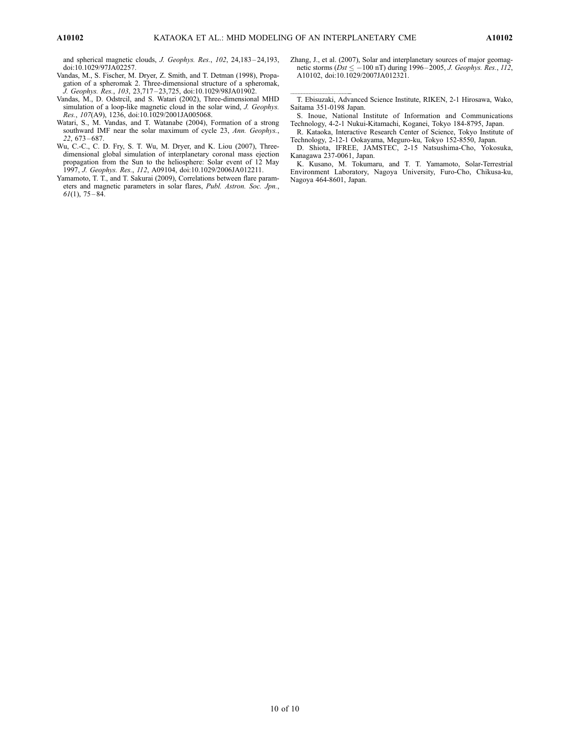and spherical magnetic clouds, *J. Geophys. Res.*, *102*, 24,183–24,193, doi:10.1029/97JA02257.

Vandas, M., S. Fischer, M. Dryer, Z. Smith, and T. Detman (1998), Propagation of a spheromak 2. Three-dimensional structure of a spheromak, *J. Geophys. Res.*, *103*, 23,717–23,725, doi:10.1029/98JA01902.

Vandas, M., D. Odstrcil, and S. Watari (2002), Three-dimensional MHD simulation of a loop-like magnetic cloud in the solar wind, *J. Geophys. Res.*, *107*(A9), 1236, doi:10.1029/2001JA005068.

Watari, S., M. Vandas, and T. Watanabe (2004), Formation of a strong southward IMF near the solar maximum of cycle 23, *Ann. Geophys.*, *22*, 673–687.

Wu, C.-C., C. D. Fry, S. T. Wu, M. Dryer, and K. Liou (2007), Three-dimensional global simulation of interplanetary coronal mass ejection propagation from the Sun to the heliosphere: Solar event of 12 May 1997, *J. Geophys. Res.*, *112*, A09104, doi:10.1029/2006JA012211.

Yamamoto, T. T., and T. Sakurai (2009), Correlations between flare parameters and magnetic parameters in solar flares, *Publ. Astron. Soc. Jpn.*, *61*(1), 75–84.

Zhang, J., et al. (2007), Solar and interplanetary sources of major geomagnetic storms ($Dst \leq -100$ nT) during 1996–2005, *J. Geophys. Res.*, *112*, A10102, doi:10.1029/2007JA012321.

---

T. Ebisuzaki, Advanced Science Institute, RIKEN, 2-1 Hirosawa, Wako, Saitama 351-0198 Japan.

S. Inoue, National Institute of Information and Communications Technology, 4-2-1 Nukui-Kitamachi, Koganei, Tokyo 184-8795, Japan.

R. Kataoka, Interactive Research Center of Science, Tokyo Institute of Technology, 2-12-1 Ookayama, Meguro-ku, Tokyo 152-8550, Japan.

D. Shiota, IFREE, JAMSTEC, 2-15 Natsushima-Cho, Yokosuka, Kanagawa 237-0061, Japan.

K. Kusano, M. Tokumaru, and T. T. Yamamoto, Solar-Terrestrial Environment Laboratory, Nagoya University, Furo-Cho, Chikusa-ku, Nagoya 464-8601, Japan.